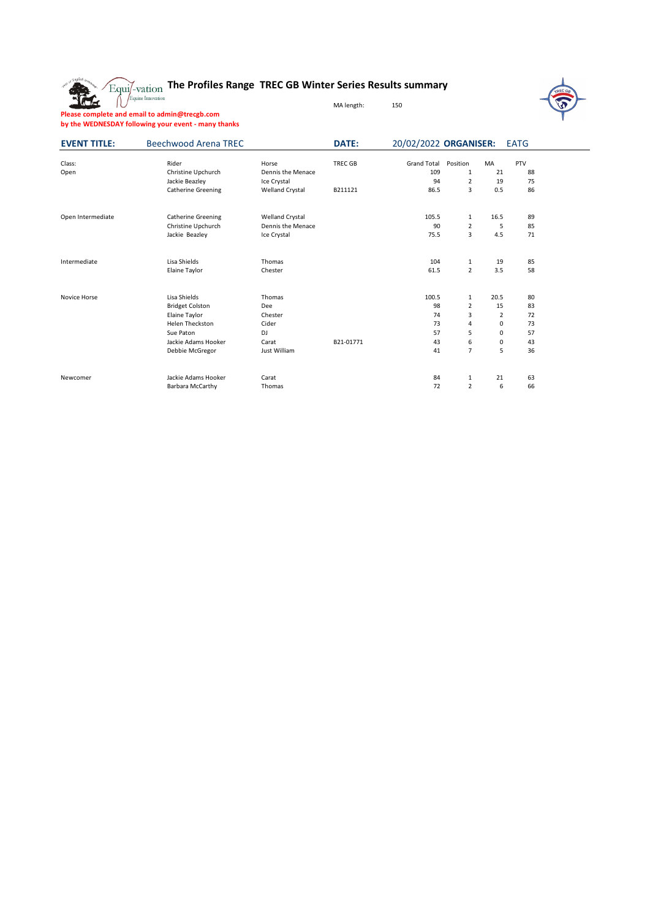# The Profiles Range TREC GB Winter Series Results summary

MA length: 150

**Please complete and email to admin@trecgb.com by the WEDNESDAY following your event - many thanks**

**EVENT TITLE:** Beechwood Arena TREC **DATE:** 20/02/2022 **ORGANISER:** EATG

| Class: | Rider | Horse | TREC GB | Grand Total | Position | MA | PTV |
|---|---|---|---|---|---|---|---|
| Open | Christine Upchurch | Dennis the Menace | | 109 | 1 | 21 | 88 |
| | Jackie Beazley | Ice Crystal | | 94 | 2 | 19 | 75 |
| | Catherine Greening | Welland Crystal | B211121 | 86.5 | 3 | 0.5 | 86 |
| | | | | | | | |
| Open Intermediate | Catherine Greening | Welland Crystal | | 105.5 | 1 | 16.5 | 89 |
| | Christine Upchurch | Dennis the Menace | | 90 | 2 | 5 | 85 |
| | Jackie Beazley | Ice Crystal | | 75.5 | 3 | 4.5 | 71 |
| | | | | | | | |
| Intermediate | Lisa Shields | Thomas | | 104 | 1 | 19 | 85 |
| | Elaine Taylor | Chester | | 61.5 | 2 | 3.5 | 58 |
| | | | | | | | |
| Novice Horse | Lisa Shields | Thomas | | 100.5 | 1 | 20.5 | 80 |
| | Bridget Colston | Dee | | 98 | 2 | 15 | 83 |
| | Elaine Taylor | Chester | | 74 | 3 | 2 | 72 |
| | Helen Theckston | Cider | | 73 | 4 | 0 | 73 |
| | Sue Paton | DJ | | 57 | 5 | 0 | 57 |
| | Jackie Adams Hooker | Carat | B21-01771 | 43 | 6 | 0 | 43 |
| | Debbie McGregor | Just William | | 41 | 7 | 5 | 36 |
| | | | | | | | |
| Newcomer | Jackie Adams Hooker | Carat | | 84 | 1 | 21 | 63 |
| | Barbara McCarthy | Thomas | | 72 | 2 | 6 | 66 |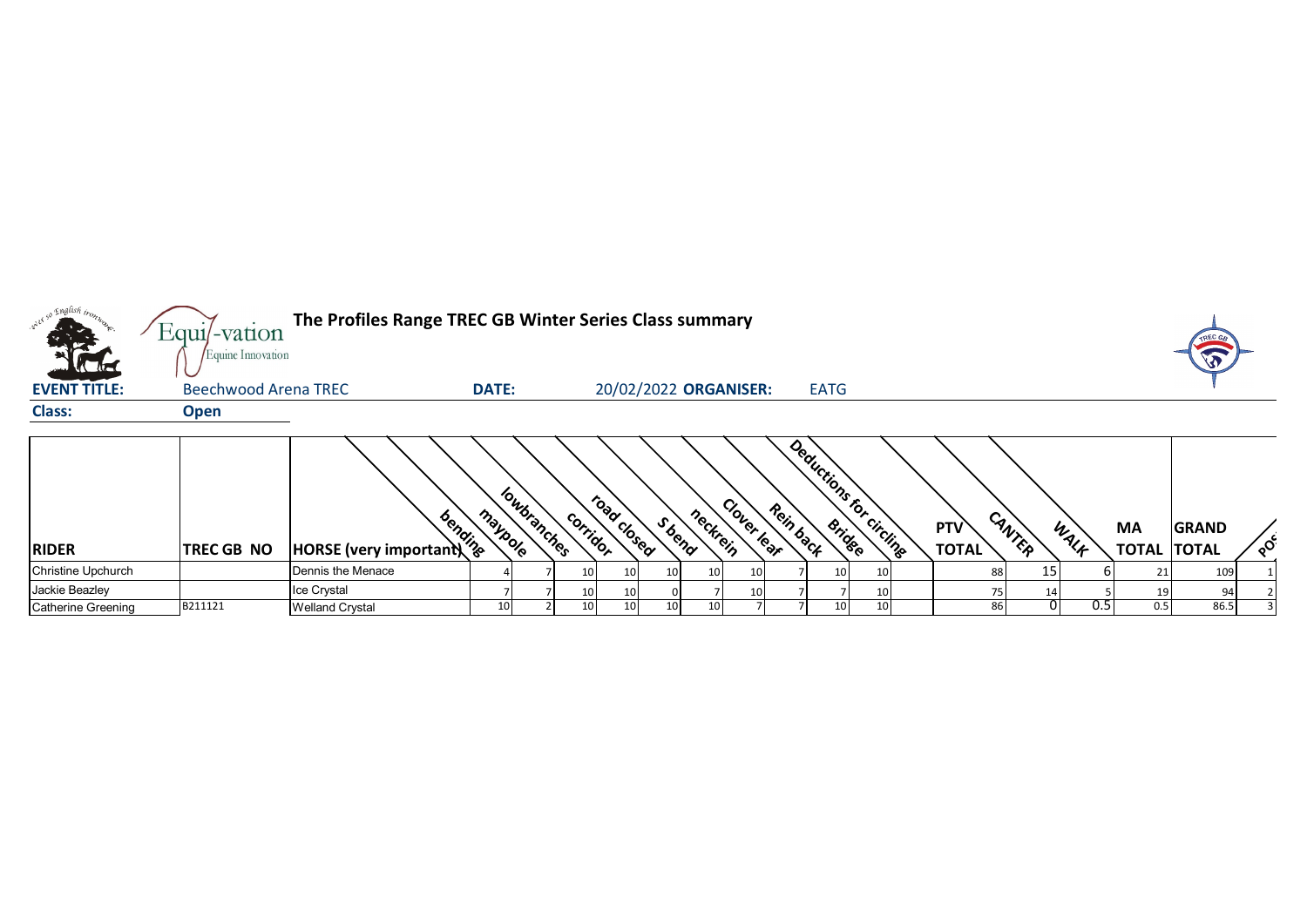# The Profiles Range TREC GB Winter Series Class summary

Equi-vation Equine Innovation

**EVENT TITLE:** Beechwood Arena TREC **DATE:** 20/02/2022 **ORGANISER:** EATG

**Class:** **Open**

| RIDER | TREC GB NO | HORSE (very important) | bending | maypole | lowbranches | corridor | road closed | S bend | neckrein | Clover leaf | Rein back | Bridge | Deductions for circling | PTV TOTAL | CANTER | WALK | MA TOTAL | GRAND TOTAL | POS |
|---|---|---|---|---|---|---|---|---|---|---|---|---|---|---|---|---|---|---|---|
| Christine Upchurch | | Dennis the Menace | 4 | 7 | 10 | 10 | 10 | 10 | 10 | 7 | 10 | 10 | | 88 | 15 | 6 | 21 | 109 | 1 |
| Jackie Beazley | | Ice Crystal | 7 | 7 | 10 | 10 | 0 | 7 | 10 | 7 | 7 | 10 | | 75 | 14 | 5 | 19 | 94 | 2 |
| Catherine Greening | B211121 | Welland Crystal | 10 | 2 | 10 | 10 | 10 | 10 | 7 | 7 | 10 | 10 | | 86 | 0 | 0.5 | 0.5 | 86.5 | 3 |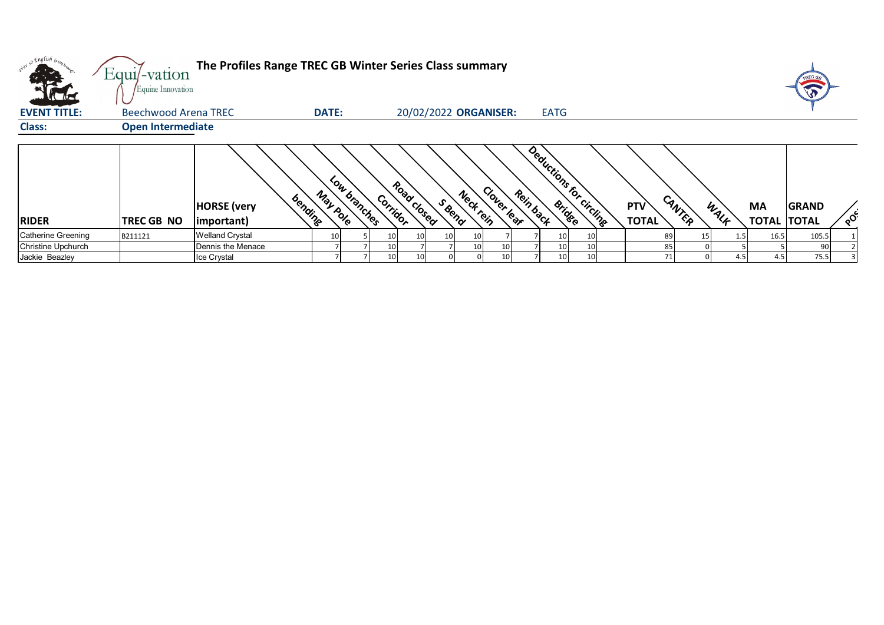# The Profiles Range TREC GB Winter Series Class summary

Equi-vation Equine Innovation

**EVENT TITLE:** Beechwood Arena TREC **DATE:** 20/02/2022 **ORGANISER:** EATG

**Class:** **Open Intermediate**

| RIDER | TREC GB NO | HORSE (very important) | bending | May Pole | Low branches | Corridor | Road closed | S Bend | Neck rein | Clover leaf | Rein back | Bridge | Deductions for circling | PTV TOTAL | CANTER | WALK | MA TOTAL | GRAND TOTAL | POS |
|---|---|---|---|---|---|---|---|---|---|---|---|---|---|---|---|---|---|---|---|
| Catherine Greening | B211121 | Welland Crystal | 10 | 5 | 10 | 10 | 10 | 10 | 7 | 7 | 10 | 10 | | 89 | 15 | 1.5 | 16.5 | 105.5 | 1 |
| Christine Upchurch | | Dennis the Menace | 7 | 7 | 10 | 7 | 7 | 10 | 10 | 7 | 10 | 10 | | 85 | 0 | 5 | 5 | 90 | 2 |
| Jackie Beazley | | Ice Crystal | 7 | 7 | 10 | 10 | 0 | 0 | 10 | 7 | 10 | 10 | | 71 | 0 | 4.5 | 4.5 | 75.5 | 3 |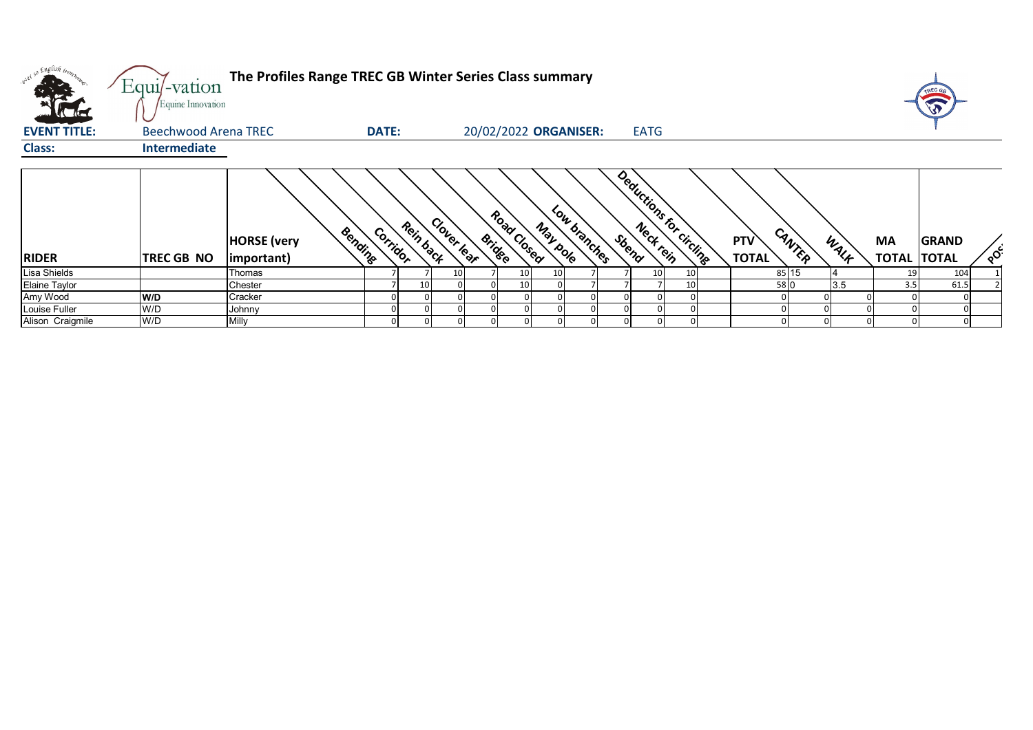# The Profiles Range TREC GB Winter Series Class summary

**EVENT TITLE:** Beechwood Arena TREC **DATE:** 20/02/2022 **ORGANISER:** EATG

**Class:** Intermediate

| RIDER | TREC GB NO | HORSE (very important) | Bending | Corridor | Rein back | Clover leaf | Bridge | Road Closed | May pole | Low branches | S bend | Neck rein | Deductions for circling | PTV TOTAL | CANTER | WALK | MA TOTAL | GRAND TOTAL | POS |
|---|---|---|---|---|---|---|---|---|---|---|---|---|---|---|---|---|---|---|---|
| Lisa Shields | | Thomas | 7 | 7 | 10 | 7 | 10 | 10 | 7 | 7 | 10 | 10 | | 85 | 15 | 4 | 19 | 104 | 1 |
| Elaine Taylor | | Chester | 7 | 10 | 0 | 0 | 10 | 0 | 7 | 7 | 7 | 10 | | 58 | 0 | 3.5 | 3.5 | 61.5 | 2 |
| Amy Wood | W/D | Cracker | 0 | 0 | 0 | 0 | 0 | 0 | 0 | 0 | 0 | 0 | | 0 | 0 | 0 | 0 | 0 | |
| Louise Fuller | W/D | Johnny | 0 | 0 | 0 | 0 | 0 | 0 | 0 | 0 | 0 | 0 | | 0 | 0 | 0 | 0 | 0 | |
| Alison Craigmile | W/D | Milly | 0 | 0 | 0 | 0 | 0 | 0 | 0 | 0 | 0 | 0 | | 0 | 0 | 0 | 0 | 0 | |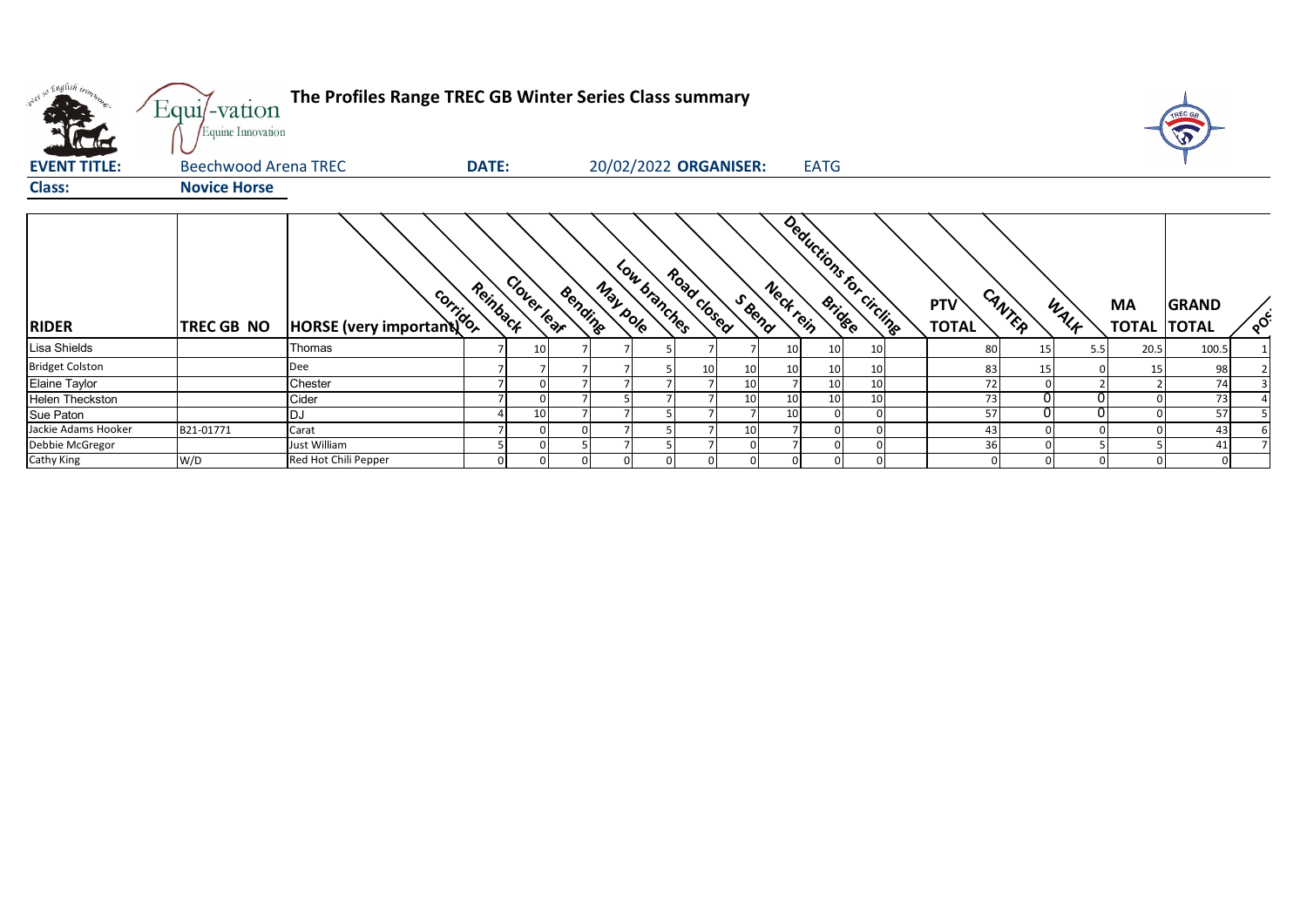# The Profiles Range TREC GB Winter Series Class summary

**EVENT TITLE:** Beechwood Arena TREC **DATE:** 20/02/2022 **ORGANISER:** EATG

**Class:** Novice Horse

| RIDER | TREC GB NO | HORSE (very important) | Corridor | Reinback | Clover leaf | Bending | May pole | Low branches | Road closed | S Bend | Neck rein | Bridge | Deductions for circling | PTV TOTAL | CANTER | WALK | MA TOTAL | GRAND TOTAL | POS |
|---|---|---|---|---|---|---|---|---|---|---|---|---|---|---|---|---|---|---|---|
| Lisa Shields | | Thomas | 7 | 10 | 7 | 7 | 5 | 7 | 7 | 10 | 10 | 10 | | 80 | 15 | 5.5 | 20.5 | 100.5 | 1 |
| Bridget Colston | | Dee | 7 | 7 | 7 | 7 | 5 | 10 | 10 | 10 | 10 | 10 | | 83 | 15 | 0 | 15 | 98 | 2 |
| Elaine Taylor | | Chester | 7 | 0 | 7 | 7 | 7 | 7 | 10 | 7 | 10 | 10 | | 72 | 0 | 2 | 2 | 74 | 3 |
| Helen Theckston | | Cider | 7 | 0 | 7 | 5 | 7 | 7 | 10 | 10 | 10 | 10 | | 73 | 0 | 0 | 0 | 73 | 4 |
| Sue Paton | | DJ | 4 | 10 | 7 | 7 | 5 | 7 | 7 | 10 | 0 | 0 | | 57 | 0 | 0 | 0 | 57 | 5 |
| Jackie Adams Hooker | B21-01771 | Carat | 7 | 0 | 0 | 7 | 5 | 7 | 10 | 7 | 0 | 0 | | 43 | 0 | 0 | 0 | 43 | 6 |
| Debbie McGregor | | Just William | 5 | 0 | 5 | 7 | 5 | 7 | 0 | 7 | 0 | 0 | | 36 | 0 | 5 | 5 | 41 | 7 |
| Cathy King | W/D | Red Hot Chili Pepper | 0 | 0 | 0 | 0 | 0 | 0 | 0 | 0 | 0 | 0 | | 0 | 0 | 0 | 0 | 0 | |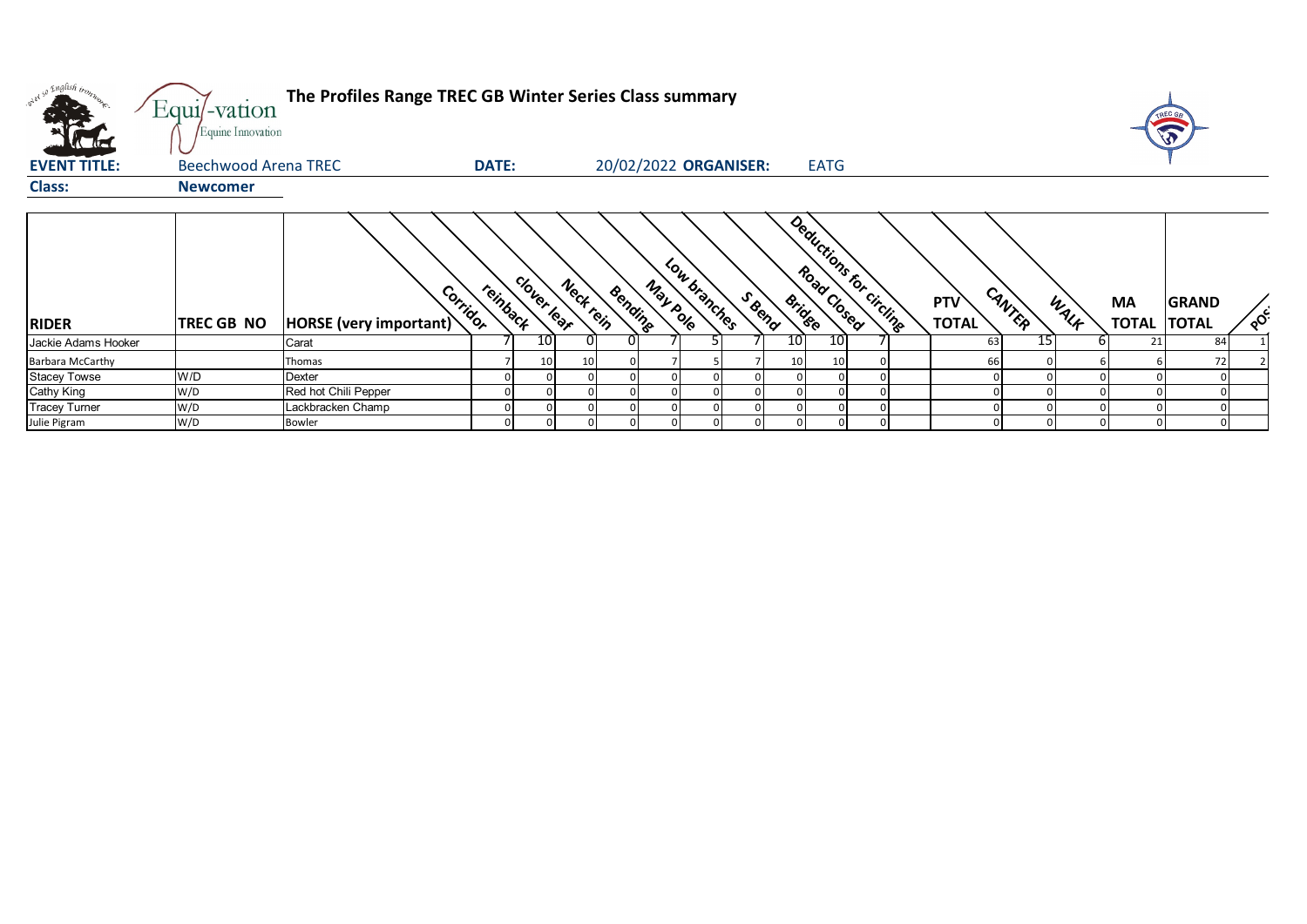# The Profiles Range TREC GB Winter Series Class summary

**EVENT TITLE:** Beechwood Arena TREC **DATE:** 20/02/2022 **ORGANISER:** EATG

**Class:** Newcomer

| RIDER | TREC GB NO | HORSE (very important) | Corridor | reinback | clover leaf | Neck rein | Bending | May Pole | Low branches | S Bend | Bridge | Road Closed | Deductions for circling | PTV TOTAL | CANTER | WALK | MA TOTAL | GRAND TOTAL | POS |
|---|---|---|---|---|---|---|---|---|---|---|---|---|---|---|---|---|---|---|---|
| Jackie Adams Hooker | | Carat | 7 | 10 | 0 | 0 | 7 | 5 | 7 | 10 | 10 | 7 | | 63 | 15 | 6 | 21 | 84 | 1 |
| Barbara McCarthy | | Thomas | 7 | 10 | 10 | 0 | 7 | 5 | 7 | 10 | 10 | 0 | | 66 | 0 | 6 | 6 | 72 | 2 |
| Stacey Towse | W/D | Dexter | 0 | 0 | 0 | 0 | 0 | 0 | 0 | 0 | 0 | 0 | | 0 | 0 | 0 | 0 | 0 | |
| Cathy King | W/D | Red hot Chili Pepper | 0 | 0 | 0 | 0 | 0 | 0 | 0 | 0 | 0 | 0 | | 0 | 0 | 0 | 0 | 0 | |
| Tracey Turner | W/D | Lackbracken Champ | 0 | 0 | 0 | 0 | 0 | 0 | 0 | 0 | 0 | 0 | | 0 | 0 | 0 | 0 | 0 | |
| Julie Pigram | W/D | Bowler | 0 | 0 | 0 | 0 | 0 | 0 | 0 | 0 | 0 | 0 | | 0 | 0 | 0 | 0 | 0 | |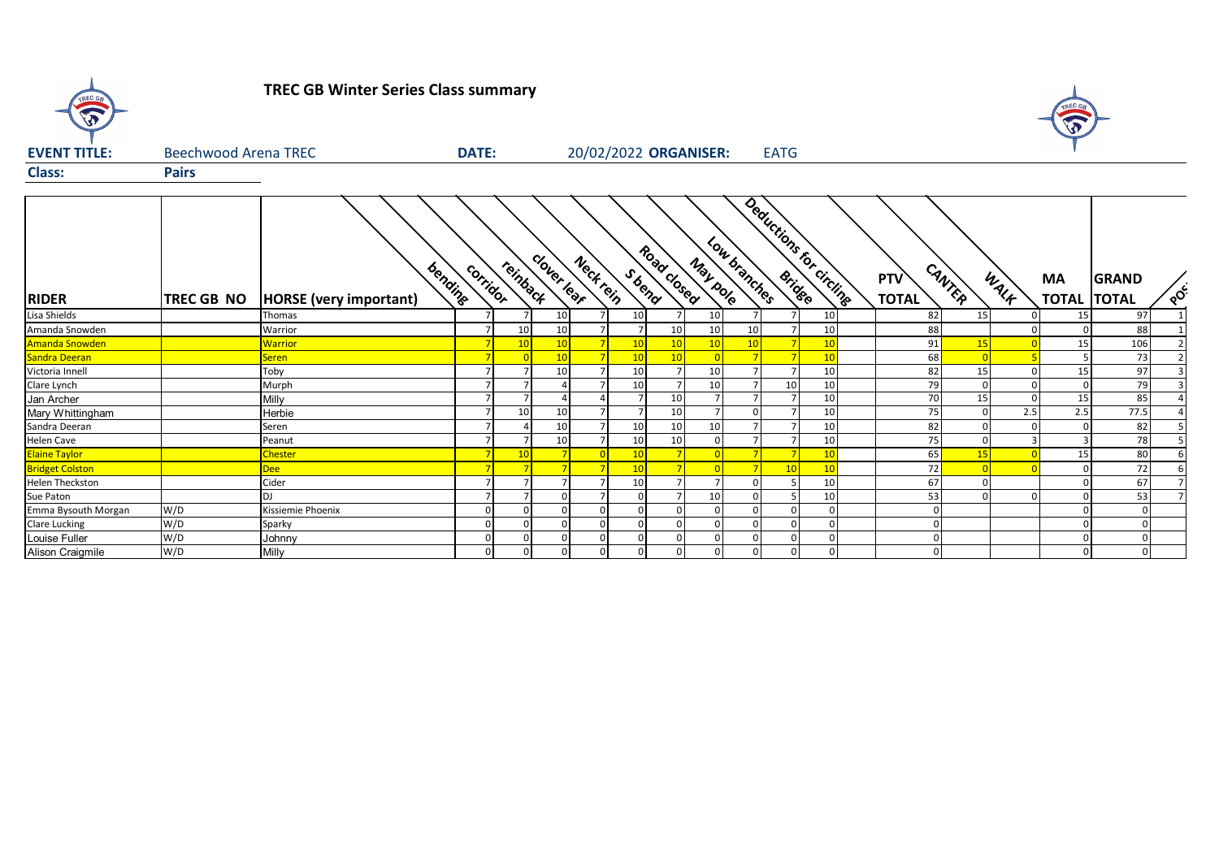# TREC GB Winter Series Class summary

**EVENT TITLE:** Beechwood Arena TREC **DATE:** 20/02/2022 **ORGANISER:** EATG

**Class:** Pairs

| RIDER | TREC GB NO | HORSE (very important) | bending | corridor | reinback | clover leaf | Neck rein | S bend | Road closed | May pole | Low branches | Bridge | Deductions for circling | PTV TOTAL | CANTER | WALK | MA TOTAL | GRAND TOTAL | POS |
|---|---|---|---|---|---|---|---|---|---|---|---|---|---|---|---|---|---|---|---|
| Lisa Shields | | Thomas | 7 | 7 | 10 | 7 | 10 | 7 | 10 | 7 | 7 | 10 | | 82 | 15 | 0 | 15 | 97 | 1 |
| Amanda Snowden | | Warrior | 7 | 10 | 10 | 7 | 7 | 10 | 10 | 10 | 7 | 10 | | 88 | | 0 | 0 | 88 | 1 |
| Amanda Snowden | | Warrior | 7 | 10 | 10 | 7 | 10 | 10 | 10 | 10 | 7 | 10 | | 91 | 15 | 0 | 15 | 106 | 2 |
| Sandra Deeran | | Seren | 7 | 0 | 10 | 7 | 10 | 10 | 0 | 7 | 7 | 10 | | 68 | 0 | 5 | 5 | 73 | 2 |
| Victoria Innell | | Toby | 7 | 7 | 10 | 7 | 10 | 7 | 10 | 7 | 7 | 10 | | 82 | 15 | 0 | 15 | 97 | 3 |
| Clare Lynch | | Murph | 7 | 7 | 4 | 7 | 10 | 7 | 10 | 7 | 10 | 10 | | 79 | 0 | 0 | 0 | 79 | 3 |
| Jan Archer | | Milly | 7 | 7 | 4 | 4 | 7 | 10 | 7 | 7 | 7 | 10 | | 70 | 15 | 0 | 15 | 85 | 4 |
| Mary Whittingham | | Herbie | 7 | 10 | 10 | 7 | 7 | 10 | 7 | 0 | 7 | 10 | | 75 | 0 | 2.5 | 2.5 | 77.5 | 4 |
| Sandra Deeran | | Seren | 7 | 4 | 10 | 7 | 10 | 10 | 10 | 7 | 7 | 10 | | 82 | 0 | 0 | 0 | 82 | 5 |
| Helen Cave | | Peanut | 7 | 7 | 10 | 7 | 10 | 10 | 0 | 7 | 7 | 10 | | 75 | 0 | 3 | 3 | 78 | 5 |
| Elaine Taylor | | Chester | 7 | 10 | 7 | 0 | 10 | 7 | 0 | 7 | 7 | 10 | | 65 | 15 | 0 | 15 | 80 | 6 |
| Bridget Colston | | Dee | 7 | 7 | 7 | 7 | 10 | 7 | 0 | 7 | 10 | 10 | | 72 | 0 | 0 | 0 | 72 | 6 |
| Helen Theckston | | Cider | 7 | 7 | 7 | 7 | 10 | 7 | 7 | 0 | 5 | 10 | | 67 | 0 | | 0 | 67 | 7 |
| Sue Paton | | DJ | 7 | 7 | 0 | 7 | 0 | 7 | 10 | 0 | 5 | 10 | | 53 | 0 | 0 | 0 | 53 | 7 |
| Emma Bysouth Morgan | W/D | Kissiemie Phoenix | 0 | 0 | 0 | 0 | 0 | 0 | 0 | 0 | 0 | 0 | | 0 | | | 0 | 0 | |
| Clare Lucking | W/D | Sparky | 0 | 0 | 0 | 0 | 0 | 0 | 0 | 0 | 0 | 0 | | 0 | | | 0 | 0 | |
| Louise Fuller | W/D | Johnny | 0 | 0 | 0 | 0 | 0 | 0 | 0 | 0 | 0 | 0 | | 0 | | | 0 | 0 | |
| Alison Craigmile | W/D | Milly | 0 | 0 | 0 | 0 | 0 | 0 | 0 | 0 | 0 | 0 | | 0 | | | 0 | 0 | |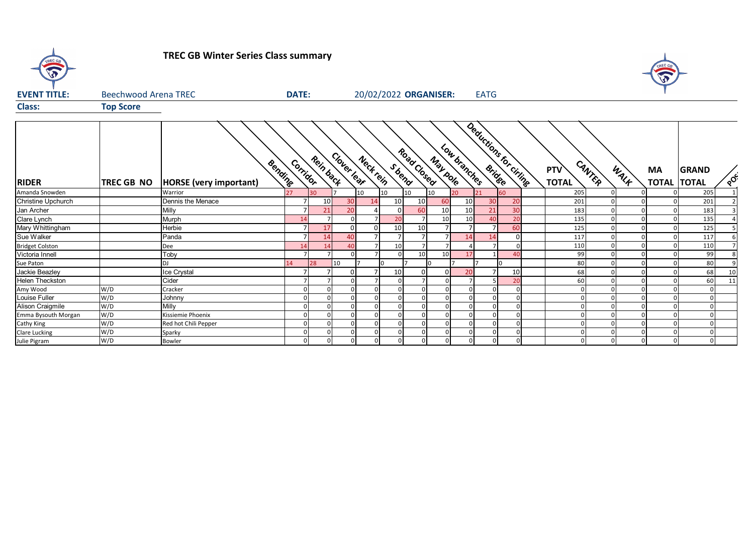# TREC GB Winter Series Class summary

**EVENT TITLE:** Beechwood Arena TREC **DATE:** 20/02/2022 **ORGANISER:** EATG

**Class:** Top Score

| RIDER | TREC GB NO | HORSE (very important) | Bending | Corridor | Rein back | Clover leaf | Neck rein | S bend | Road Closed | May pole | Low branches | Bridge | Deductions for circling | PTV TOTAL | CANTER | WALK | MA TOTAL | GRAND TOTAL | POS |
|---|---|---|---|---|---|---|---|---|---|---|---|---|---|---|---|---|---|---|---|
| Amanda Snowden | | Warrior | 27 | 30 | 7 | 10 | 10 | 10 | 10 | 20 | 21 | 60 | | 205 | 0 | 0 | 0 | 205 | 1 |
| Christine Upchurch | | Dennis the Menace | 7 | 10 | 30 | 14 | 10 | 10 | 60 | 10 | 30 | 20 | | 201 | 0 | 0 | 0 | 201 | 2 |
| Jan Archer | | Milly | 7 | 21 | 20 | 4 | 0 | 60 | 10 | 10 | 21 | 30 | | 183 | 0 | 0 | 0 | 183 | 3 |
| Clare Lynch | | Murph | 14 | 7 | 0 | 7 | 20 | 7 | 10 | 10 | 40 | 20 | | 135 | 0 | 0 | 0 | 135 | 4 |
| Mary Whittingham | | Herbie | 7 | 17 | 0 | 0 | 10 | 10 | 7 | 7 | 7 | 60 | | 125 | 0 | 0 | 0 | 125 | 5 |
| Sue Walker | | Panda | 7 | 14 | 40 | 7 | 7 | 7 | 7 | 14 | 14 | 0 | | 117 | 0 | 0 | 0 | 117 | 6 |
| Bridget Colston | | Dee | 14 | 14 | 40 | 7 | 10 | 7 | 7 | 4 | 7 | 0 | | 110 | 0 | 0 | 0 | 110 | 7 |
| Victoria Innell | | Toby | 7 | 7 | 0 | 7 | 0 | 10 | 10 | 17 | 1 | 40 | | 99 | 0 | 0 | 0 | 99 | 8 |
| Sue Paton | | DJ | 14 | 28 | 10 | 7 | 0 | 7 | 0 | 7 | 7 | 0 | | 80 | 0 | 0 | 0 | 80 | 9 |
| Jackie Beazley | | Ice Crystal | 7 | 7 | 0 | 7 | 10 | 0 | 0 | 20 | 7 | 10 | | 68 | 0 | 0 | 0 | 68 | 10 |
| Helen Theckston | | Cider | 7 | 7 | 0 | 7 | 0 | 7 | 0 | 7 | 5 | 20 | | 60 | 0 | 0 | 0 | 60 | 11 |
| Amy Wood | W/D | Cracker | 0 | 0 | 0 | 0 | 0 | 0 | 0 | 0 | 0 | 0 | | 0 | 0 | 0 | 0 | 0 | |
| Louise Fuller | W/D | Johnny | 0 | 0 | 0 | 0 | 0 | 0 | 0 | 0 | 0 | 0 | | 0 | 0 | 0 | 0 | 0 | |
| Alison Craigmile | W/D | Milly | 0 | 0 | 0 | 0 | 0 | 0 | 0 | 0 | 0 | 0 | | 0 | 0 | 0 | 0 | 0 | |
| Emma Bysouth Morgan | W/D | Kissiemie Phoenix | 0 | 0 | 0 | 0 | 0 | 0 | 0 | 0 | 0 | 0 | | 0 | 0 | 0 | 0 | 0 | |
| Cathy King | W/D | Red hot Chili Pepper | 0 | 0 | 0 | 0 | 0 | 0 | 0 | 0 | 0 | 0 | | 0 | 0 | 0 | 0 | 0 | |
| Clare Lucking | W/D | Sparky | 0 | 0 | 0 | 0 | 0 | 0 | 0 | 0 | 0 | 0 | | 0 | 0 | 0 | 0 | 0 | |
| Julie Pigram | W/D | Bowler | 0 | 0 | 0 | 0 | 0 | 0 | 0 | 0 | 0 | 0 | | 0 | 0 | 0 | 0 | 0 | |